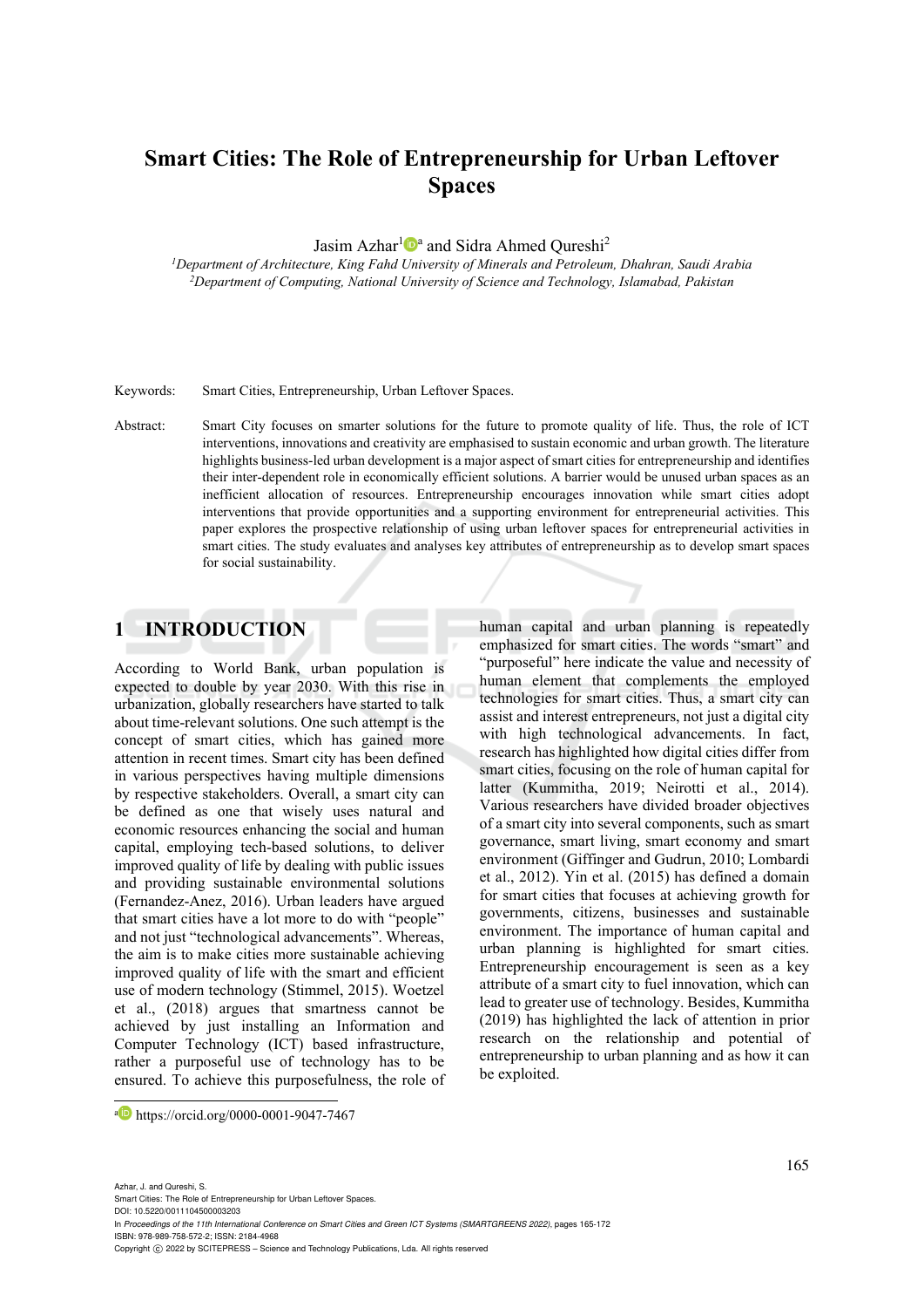# Smart Cities: The Role of Entrepreneurship for Urban Leftover Spaces

Jasim Azhar[1][a] and Sidra Ahmed Qureshi[2]

[1]*Department of Architecture, King Fahd University of Minerals and Petroleum, Dhahran, Saudi Arabia*
[2]*Department of Computing, National University of Science and Technology, Islamabad, Pakistan*

Keywords: Smart Cities, Entrepreneurship, Urban Leftover Spaces.

Abstract: Smart City focuses on smarter solutions for the future to promote quality of life. Thus, the role of ICT interventions, innovations and creativity are emphasised to sustain economic and urban growth. The literature highlights business-led urban development is a major aspect of smart cities for entrepreneurship and identifies their inter-dependent role in economically efficient solutions. A barrier would be unused urban spaces as an inefficient allocation of resources. Entrepreneurship encourages innovation while smart cities adopt interventions that provide opportunities and a supporting environment for entrepreneurial activities. This paper explores the prospective relationship of using urban leftover spaces for entrepreneurial activities in smart cities. The study evaluates and analyses key attributes of entrepreneurship as to develop smart spaces for social sustainability.

## 1 INTRODUCTION

According to World Bank, urban population is expected to double by year 2030. With this rise in urbanization, globally researchers have started to talk about time-relevant solutions. One such attempt is the concept of smart cities, which has gained more attention in recent times. Smart city has been defined in various perspectives having multiple dimensions by respective stakeholders. Overall, a smart city can be defined as one that wisely uses natural and economic resources enhancing the social and human capital, employing tech-based solutions, to deliver improved quality of life by dealing with public issues and providing sustainable environmental solutions (Fernandez-Anez, 2016). Urban leaders have argued that smart cities have a lot more to do with "people" and not just "technological advancements". Whereas, the aim is to make cities more sustainable achieving improved quality of life with the smart and efficient use of modern technology (Stimmel, 2015). Woetzel et al., (2018) argues that smartness cannot be achieved by just installing an Information and Computer Technology (ICT) based infrastructure, rather a purposeful use of technology has to be ensured. To achieve this purposefulness, the role of human capital and urban planning is repeatedly emphasized for smart cities. The words "smart" and "purposeful" here indicate the value and necessity of human element that complements the employed technologies for smart cities. Thus, a smart city can assist and interest entrepreneurs, not just a digital city with high technological advancements. In fact, research has highlighted how digital cities differ from smart cities, focusing on the role of human capital for latter (Kummitha, 2019; Neirotti et al., 2014). Various researchers have divided broader objectives of a smart city into several components, such as smart governance, smart living, smart economy and smart environment (Giffinger and Gudrun, 2010; Lombardi et al., 2012). Yin et al. (2015) has defined a domain for smart cities that focuses at achieving growth for governments, citizens, businesses and sustainable environment. The importance of human capital and urban planning is highlighted for smart cities. Entrepreneurship encouragement is seen as a key attribute of a smart city to fuel innovation, which can lead to greater use of technology. Besides, Kummitha (2019) has highlighted the lack of attention in prior research on the relationship and potential of entrepreneurship to urban planning and as how it can be exploited.

[a] https://orcid.org/0000-0001-9047-7467

Azhar, J. and Qureshi, S.
Smart Cities: The Role of Entrepreneurship for Urban Leftover Spaces.
DOI: 10.5220/0011104500003203
In *Proceedings of the 11th International Conference on Smart Cities and Green ICT Systems (SMARTGREENS 2022)*, pages 165-172
ISBN: 978-989-758-572-2; ISSN: 2184-4968
Copyright © 2022 by SCITEPRESS – Science and Technology Publications, Lda. All rights reserved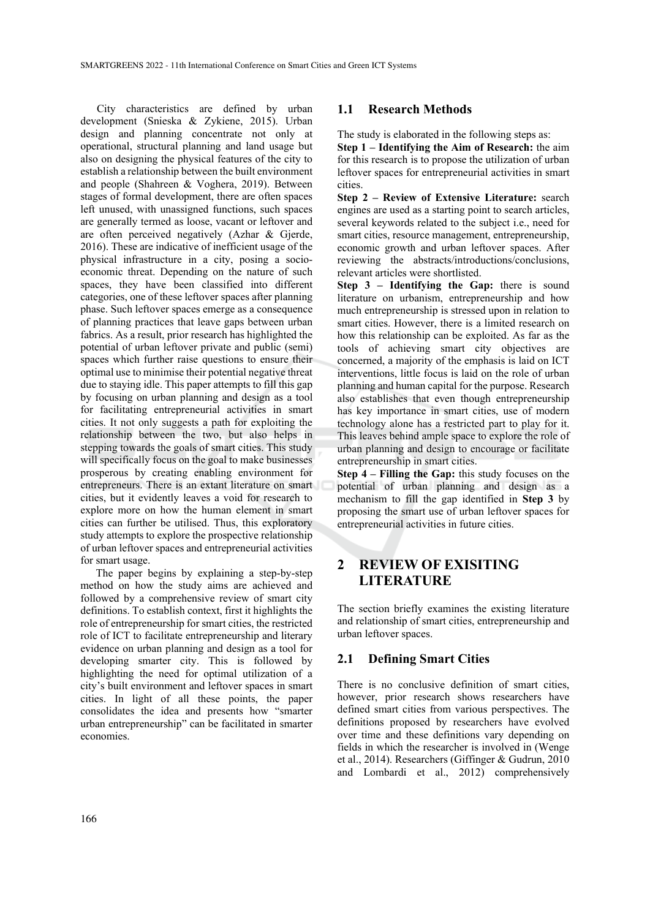City characteristics are defined by urban development (Snieska & Zykiene, 2015). Urban design and planning concentrate not only at operational, structural planning and land usage but also on designing the physical features of the city to establish a relationship between the built environment and people (Shahreen & Voghera, 2019). Between stages of formal development, there are often spaces left unused, with unassigned functions, such spaces are generally termed as loose, vacant or leftover and are often perceived negatively (Azhar & Gjerde, 2016). These are indicative of inefficient usage of the physical infrastructure in a city, posing a socio-economic threat. Depending on the nature of such spaces, they have been classified into different categories, one of these leftover spaces after planning phase. Such leftover spaces emerge as a consequence of planning practices that leave gaps between urban fabrics. As a result, prior research has highlighted the potential of urban leftover private and public (semi) spaces which further raise questions to ensure their optimal use to minimise their potential negative threat due to staying idle. This paper attempts to fill this gap by focusing on urban planning and design as a tool for facilitating entrepreneurial activities in smart cities. It not only suggests a path for exploiting the relationship between the two, but also helps in stepping towards the goals of smart cities. This study will specifically focus on the goal to make businesses prosperous by creating enabling environment for entrepreneurs. There is an extant literature on smart cities, but it evidently leaves a void for research to explore more on how the human element in smart cities can further be utilised. Thus, this exploratory study attempts to explore the prospective relationship of urban leftover spaces and entrepreneurial activities for smart usage.

The paper begins by explaining a step-by-step method on how the study aims are achieved and followed by a comprehensive review of smart city definitions. To establish context, first it highlights the role of entrepreneurship for smart cities, the restricted role of ICT to facilitate entrepreneurship and literary evidence on urban planning and design as a tool for developing smarter city. This is followed by highlighting the need for optimal utilization of a city's built environment and leftover spaces in smart cities. In light of all these points, the paper consolidates the idea and presents how "smarter urban entrepreneurship" can be facilitated in smarter economies.

## 1.1 Research Methods

The study is elaborated in the following steps as:

**Step 1 – Identifying the Aim of Research:** the aim for this research is to propose the utilization of urban leftover spaces for entrepreneurial activities in smart cities.

**Step 2 – Review of Extensive Literature:** search engines are used as a starting point to search articles, several keywords related to the subject i.e., need for smart cities, resource management, entrepreneurship, economic growth and urban leftover spaces. After reviewing the abstracts/introductions/conclusions, relevant articles were shortlisted.

**Step 3 – Identifying the Gap:** there is sound literature on urbanism, entrepreneurship and how much entrepreneurship is stressed upon in relation to smart cities. However, there is a limited research on how this relationship can be exploited. As far as the tools of achieving smart city objectives are concerned, a majority of the emphasis is laid on ICT interventions, little focus is laid on the role of urban planning and human capital for the purpose. Research also establishes that even though entrepreneurship has key importance in smart cities, use of modern technology alone has a restricted part to play for it. This leaves behind ample space to explore the role of urban planning and design to encourage or facilitate entrepreneurship in smart cities.

**Step 4 – Filling the Gap:** this study focuses on the potential of urban planning and design as a mechanism to fill the gap identified in **Step 3** by proposing the smart use of urban leftover spaces for entrepreneurial activities in future cities.

# 2 REVIEW OF EXISITING LITERATURE

The section briefly examines the existing literature and relationship of smart cities, entrepreneurship and urban leftover spaces.

## 2.1 Defining Smart Cities

There is no conclusive definition of smart cities, however, prior research shows researchers have defined smart cities from various perspectives. The definitions proposed by researchers have evolved over time and these definitions vary depending on fields in which the researcher is involved in (Wenge et al., 2014). Researchers (Giffinger & Gudrun, 2010 and Lombardi et al., 2012) comprehensively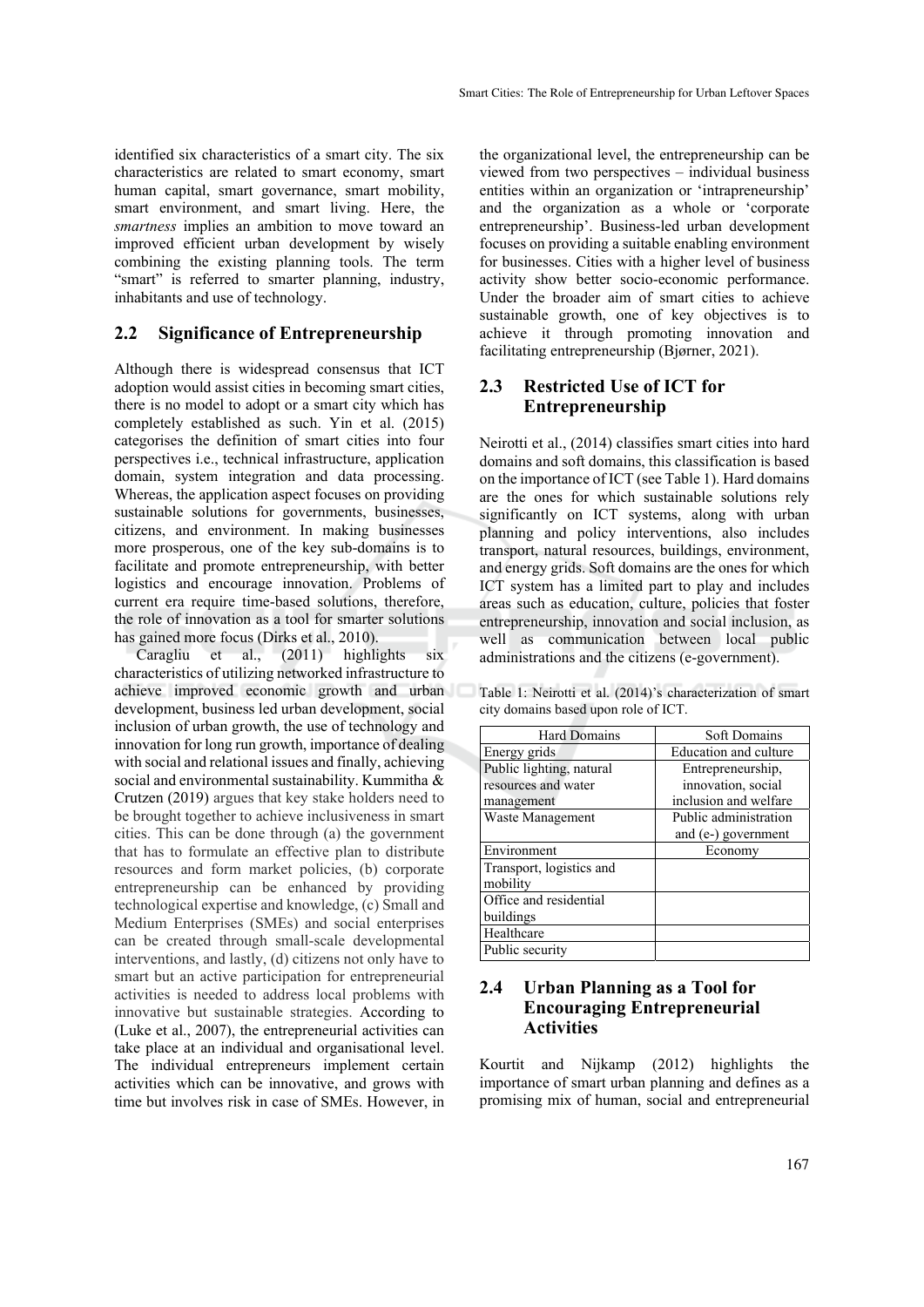identified six characteristics of a smart city. The six characteristics are related to smart economy, smart human capital, smart governance, smart mobility, smart environment, and smart living. Here, the *smartness* implies an ambition to move toward an improved efficient urban development by wisely combining the existing planning tools. The term "smart" is referred to smarter planning, industry, inhabitants and use of technology.

## 2.2 Significance of Entrepreneurship

Although there is widespread consensus that ICT adoption would assist cities in becoming smart cities, there is no model to adopt or a smart city which has completely established as such. Yin et al. (2015) categorises the definition of smart cities into four perspectives i.e., technical infrastructure, application domain, system integration and data processing. Whereas, the application aspect focuses on providing sustainable solutions for governments, businesses, citizens, and environment. In making businesses more prosperous, one of the key sub-domains is to facilitate and promote entrepreneurship, with better logistics and encourage innovation. Problems of current era require time-based solutions, therefore, the role of innovation as a tool for smarter solutions has gained more focus (Dirks et al., 2010).

Caragliu et al., (2011) highlights six characteristics of utilizing networked infrastructure to achieve improved economic growth and urban development, business led urban development, social inclusion of urban growth, the use of technology and innovation for long run growth, importance of dealing with social and relational issues and finally, achieving social and environmental sustainability. Kummitha & Crutzen (2019) argues that key stake holders need to be brought together to achieve inclusiveness in smart cities. This can be done through (a) the government that has to formulate an effective plan to distribute resources and form market policies, (b) corporate entrepreneurship can be enhanced by providing technological expertise and knowledge, (c) Small and Medium Enterprises (SMEs) and social enterprises can be created through small-scale developmental interventions, and lastly, (d) citizens not only have to smart but an active participation for entrepreneurial activities is needed to address local problems with innovative but sustainable strategies. According to (Luke et al., 2007), the entrepreneurial activities can take place at an individual and organisational level. The individual entrepreneurs implement certain activities which can be innovative, and grows with time but involves risk in case of SMEs. However, in the organizational level, the entrepreneurship can be viewed from two perspectives – individual business entities within an organization or 'intrapreneurship' and the organization as a whole or 'corporate entrepreneurship'. Business-led urban development focuses on providing a suitable enabling environment for businesses. Cities with a higher level of business activity show better socio-economic performance. Under the broader aim of smart cities to achieve sustainable growth, one of key objectives is to achieve it through promoting innovation and facilitating entrepreneurship (Bjørner, 2021).

## 2.3 Restricted Use of ICT for Entrepreneurship

Neirotti et al., (2014) classifies smart cities into hard domains and soft domains, this classification is based on the importance of ICT (see Table 1). Hard domains are the ones for which sustainable solutions rely significantly on ICT systems, along with urban planning and policy interventions, also includes transport, natural resources, buildings, environment, and energy grids. Soft domains are the ones for which ICT system has a limited part to play and includes areas such as education, culture, policies that foster entrepreneurship, innovation and social inclusion, as well as communication between local public administrations and the citizens (e-government).

Table 1: Neirotti et al. (2014)'s characterization of smart city domains based upon role of ICT.

| Hard Domains | Soft Domains |
|---|---|
| Energy grids | Education and culture |
| Public lighting, natural resources and water management | Entrepreneurship, innovation, social inclusion and welfare |
| Waste Management | Public administration and (e-) government |
| Environment | Economy |
| Transport, logistics and mobility | |
| Office and residential buildings | |
| Healthcare | |
| Public security | |

## 2.4 Urban Planning as a Tool for Encouraging Entrepreneurial Activities

Kourtit and Nijkamp (2012) highlights the importance of smart urban planning and defines as a promising mix of human, social and entrepreneurial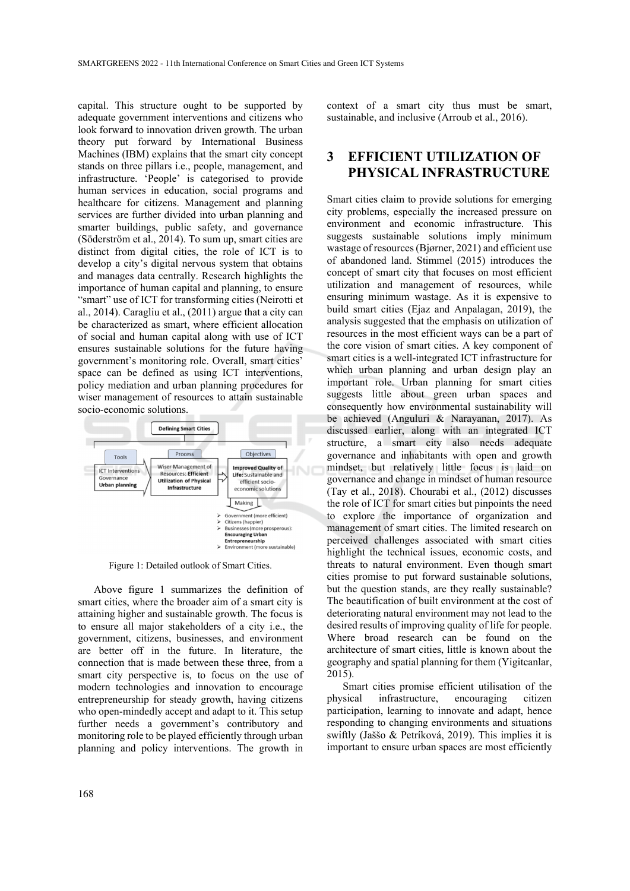capital. This structure ought to be supported by adequate government interventions and citizens who look forward to innovation driven growth. The urban theory put forward by International Business Machines (IBM) explains that the smart city concept stands on three pillars i.e., people, management, and infrastructure. 'People' is categorised to provide human services in education, social programs and healthcare for citizens. Management and planning services are further divided into urban planning and smarter buildings, public safety, and governance (Söderström et al., 2014). To sum up, smart cities are distinct from digital cities, the role of ICT is to develop a city's digital nervous system that obtains and manages data centrally. Research highlights the importance of human capital and planning, to ensure "smart" use of ICT for transforming cities (Neirotti et al., 2014). Caragliu et al., (2011) argue that a city can be characterized as smart, where efficient allocation of social and human capital along with use of ICT ensures sustainable solutions for the future having government's monitoring role. Overall, smart cities' space can be defined as using ICT interventions, policy mediation and urban planning procedures for wiser management of resources to attain sustainable socio-economic solutions.

Defining Smart Cities

Tools: ICT Interventions, Governance, **Urban planning**

Process: Wiser Management of Resources: **Efficient Utilization of Physical Infrastructure**

Objectives: **Improved Quality of Life:** Sustainable and efficient socio-economic solutions

Making
- Government (more efficient)
- Citizens (happier)
- Businesses (more prosperous): **Encouraging Urban Entrepreneurship**
- Environment (more sustainable)

Figure 1: Detailed outlook of Smart Cities.

Above figure 1 summarizes the definition of smart cities, where the broader aim of a smart city is attaining higher and sustainable growth. The focus is to ensure all major stakeholders of a city i.e., the government, citizens, businesses, and environment are better off in the future. In literature, the connection that is made between these three, from a smart city perspective is, to focus on the use of modern technologies and innovation to encourage entrepreneurship for steady growth, having citizens who open-mindedly accept and adapt to it. This setup further needs a government's contributory and monitoring role to be played efficiently through urban planning and policy interventions. The growth in context of a smart city thus must be smart, sustainable, and inclusive (Arroub et al., 2016).

# 3 EFFICIENT UTILIZATION OF PHYSICAL INFRASTRUCTURE

Smart cities claim to provide solutions for emerging city problems, especially the increased pressure on environment and economic infrastructure. This suggests sustainable solutions imply minimum wastage of resources (Bjørner, 2021) and efficient use of abandoned land. Stimmel (2015) introduces the concept of smart city that focuses on most efficient utilization and management of resources, while ensuring minimum wastage. As it is expensive to build smart cities (Ejaz and Anpalagan, 2019), the analysis suggested that the emphasis on utilization of resources in the most efficient ways can be a part of the core vision of smart cities. A key component of smart cities is a well-integrated ICT infrastructure for which urban planning and urban design play an important role. Urban planning for smart cities suggests little about green urban spaces and consequently how environmental sustainability will be achieved (Anguluri & Narayanan, 2017). As discussed earlier, along with an integrated ICT structure, a smart city also needs adequate governance and inhabitants with open and growth mindset, but relatively little focus is laid on governance and change in mindset of human resource (Tay et al., 2018). Chourabi et al., (2012) discusses the role of ICT for smart cities but pinpoints the need to explore the importance of organization and management of smart cities. The limited research on perceived challenges associated with smart cities highlight the technical issues, economic costs, and threats to natural environment. Even though smart cities promise to put forward sustainable solutions, but the question stands, are they really sustainable? The beautification of built environment at the cost of deteriorating natural environment may not lead to the desired results of improving quality of life for people. Where broad research can be found on the architecture of smart cities, little is known about the geography and spatial planning for them (Yigitcanlar, 2015).

Smart cities promise efficient utilisation of the physical infrastructure, encouraging citizen participation, learning to innovate and adapt, hence responding to changing environments and situations swiftly (Jaššo & Petríková, 2019). This implies it is important to ensure urban spaces are most efficiently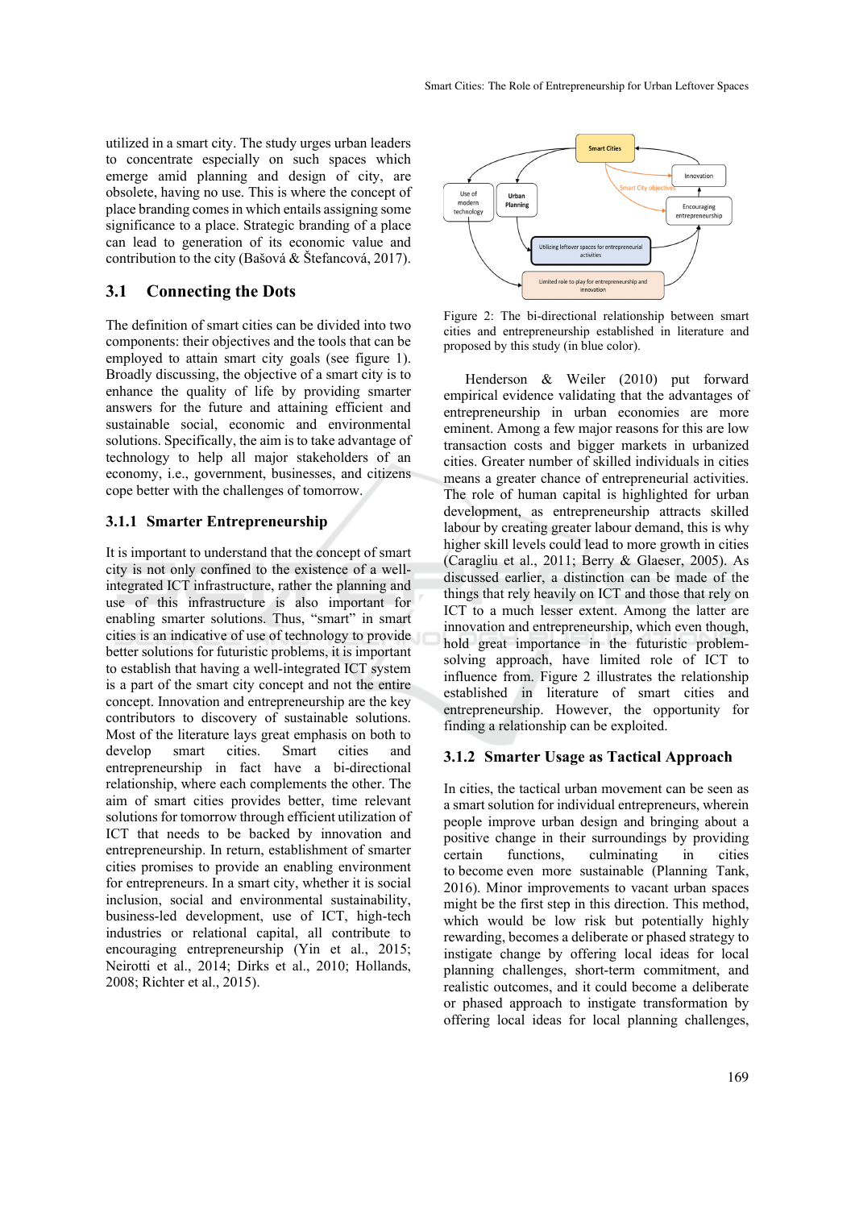utilized in a smart city. The study urges urban leaders to concentrate especially on such spaces which emerge amid planning and design of city, are obsolete, having no use. This is where the concept of place branding comes in which entails assigning some significance to a place. Strategic branding of a place can lead to generation of its economic value and contribution to the city (Bašová & Štefancová, 2017).

## 3.1 Connecting the Dots

The definition of smart cities can be divided into two components: their objectives and the tools that can be employed to attain smart city goals (see figure 1). Broadly discussing, the objective of a smart city is to enhance the quality of life by providing smarter answers for the future and attaining efficient and sustainable social, economic and environmental solutions. Specifically, the aim is to take advantage of technology to help all major stakeholders of an economy, i.e., government, businesses, and citizens cope better with the challenges of tomorrow.

### 3.1.1 Smarter Entrepreneurship

It is important to understand that the concept of smart city is not only confined to the existence of a well-integrated ICT infrastructure, rather the planning and use of this infrastructure is also important for enabling smarter solutions. Thus, "smart" in smart cities is an indicative of use of technology to provide better solutions for futuristic problems, it is important to establish that having a well-integrated ICT system is a part of the smart city concept and not the entire concept. Innovation and entrepreneurship are the key contributors to discovery of sustainable solutions. Most of the literature lays great emphasis on both to develop smart cities. Smart cities and entrepreneurship in fact have a bi-directional relationship, where each complements the other. The aim of smart cities provides better, time relevant solutions for tomorrow through efficient utilization of ICT that needs to be backed by innovation and entrepreneurship. In return, establishment of smarter cities promises to provide an enabling environment for entrepreneurs. In a smart city, whether it is social inclusion, social and environmental sustainability, business-led development, use of ICT, high-tech industries or relational capital, all contribute to encouraging entrepreneurship (Yin et al., 2015; Neirotti et al., 2014; Dirks et al., 2010; Hollands, 2008; Richter et al., 2015).

Figure 2: The bi-directional relationship between smart cities and entrepreneurship established in literature and proposed by this study (in blue color).

Henderson & Weiler (2010) put forward empirical evidence validating that the advantages of entrepreneurship in urban economies are more eminent. Among a few major reasons for this are low transaction costs and bigger markets in urbanized cities. Greater number of skilled individuals in cities means a greater chance of entrepreneurial activities. The role of human capital is highlighted for urban development, as entrepreneurship attracts skilled labour by creating greater labour demand, this is why higher skill levels could lead to more growth in cities (Caragliu et al., 2011; Berry & Glaeser, 2005). As discussed earlier, a distinction can be made of the things that rely heavily on ICT and those that rely on ICT to a much lesser extent. Among the latter are innovation and entrepreneurship, which even though, hold great importance in the futuristic problem-solving approach, have limited role of ICT to influence from. Figure 2 illustrates the relationship established in literature of smart cities and entrepreneurship. However, the opportunity for finding a relationship can be exploited.

### 3.1.2 Smarter Usage as Tactical Approach

In cities, the tactical urban movement can be seen as a smart solution for individual entrepreneurs, wherein people improve urban design and bringing about a positive change in their surroundings by providing certain functions, culminating in cities to become even more sustainable (Planning Tank, 2016). Minor improvements to vacant urban spaces might be the first step in this direction. This method, which would be low risk but potentially highly rewarding, becomes a deliberate or phased strategy to instigate change by offering local ideas for local planning challenges, short-term commitment, and realistic outcomes, and it could become a deliberate or phased approach to instigate transformation by offering local ideas for local planning challenges,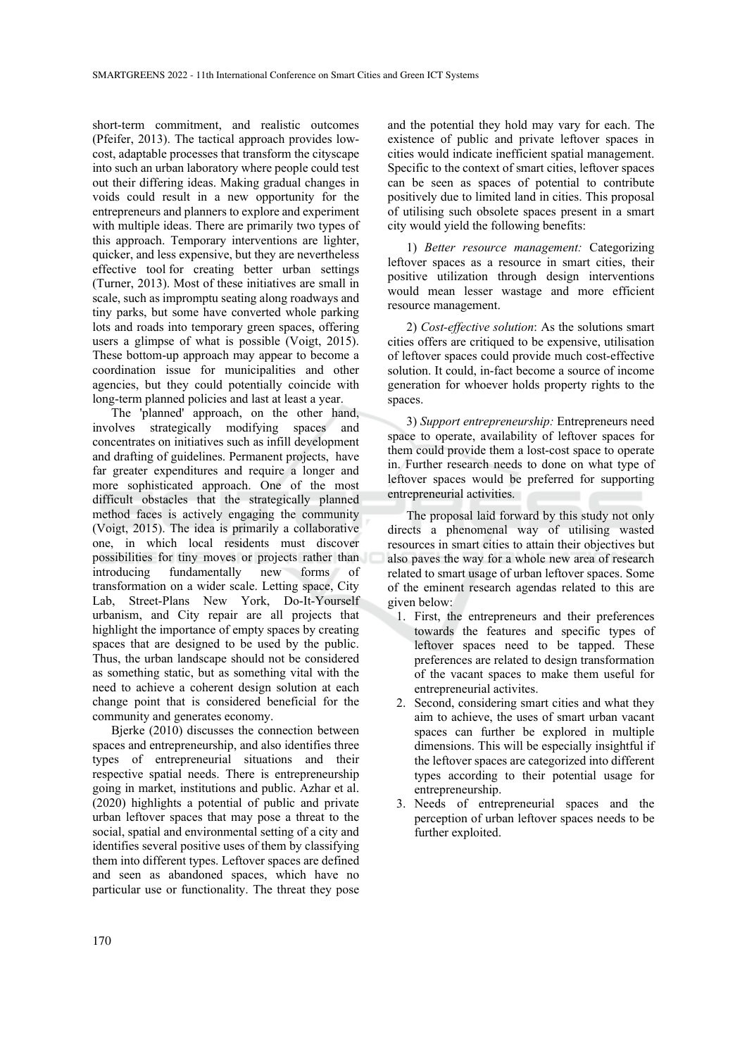short-term commitment, and realistic outcomes (Pfeifer, 2013). The tactical approach provides low-cost, adaptable processes that transform the cityscape into such an urban laboratory where people could test out their differing ideas. Making gradual changes in voids could result in a new opportunity for the entrepreneurs and planners to explore and experiment with multiple ideas. There are primarily two types of this approach. Temporary interventions are lighter, quicker, and less expensive, but they are nevertheless effective tool for creating better urban settings (Turner, 2013). Most of these initiatives are small in scale, such as impromptu seating along roadways and tiny parks, but some have converted whole parking lots and roads into temporary green spaces, offering users a glimpse of what is possible (Voigt, 2015). These bottom-up approach may appear to become a coordination issue for municipalities and other agencies, but they could potentially coincide with long-term planned policies and last at least a year.

The 'planned' approach, on the other hand, involves strategically modifying spaces and concentrates on initiatives such as infill development and drafting of guidelines. Permanent projects, have far greater expenditures and require a longer and more sophisticated approach. One of the most difficult obstacles that the strategically planned method faces is actively engaging the community (Voigt, 2015). The idea is primarily a collaborative one, in which local residents must discover possibilities for tiny moves or projects rather than introducing fundamentally new forms of transformation on a wider scale. Letting space, City Lab, Street-Plans New York, Do-It-Yourself urbanism, and City repair are all projects that highlight the importance of empty spaces by creating spaces that are designed to be used by the public. Thus, the urban landscape should not be considered as something static, but as something vital with the need to achieve a coherent design solution at each change point that is considered beneficial for the community and generates economy.

Bjerke (2010) discusses the connection between spaces and entrepreneurship, and also identifies three types of entrepreneurial situations and their respective spatial needs. There is entrepreneurship going in market, institutions and public. Azhar et al. (2020) highlights a potential of public and private urban leftover spaces that may pose a threat to the social, spatial and environmental setting of a city and identifies several positive uses of them by classifying them into different types. Leftover spaces are defined and seen as abandoned spaces, which have no particular use or functionality. The threat they pose and the potential they hold may vary for each. The existence of public and private leftover spaces in cities would indicate inefficient spatial management. Specific to the context of smart cities, leftover spaces can be seen as spaces of potential to contribute positively due to limited land in cities. This proposal of utilising such obsolete spaces present in a smart city would yield the following benefits:

1) *Better resource management:* Categorizing leftover spaces as a resource in smart cities, their positive utilization through design interventions would mean lesser wastage and more efficient resource management.

2) *Cost-effective solution*: As the solutions smart cities offers are critiqued to be expensive, utilisation of leftover spaces could provide much cost-effective solution. It could, in-fact become a source of income generation for whoever holds property rights to the spaces.

3) *Support entrepreneurship:* Entrepreneurs need space to operate, availability of leftover spaces for them could provide them a lost-cost space to operate in. Further research needs to done on what type of leftover spaces would be preferred for supporting entrepreneurial activities.

The proposal laid forward by this study not only directs a phenomenal way of utilising wasted resources in smart cities to attain their objectives but also paves the way for a whole new area of research related to smart usage of urban leftover spaces. Some of the eminent research agendas related to this are given below:

1. First, the entrepreneurs and their preferences towards the features and specific types of leftover spaces need to be tapped. These preferences are related to design transformation of the vacant spaces to make them useful for entrepreneurial activites.
2. Second, considering smart cities and what they aim to achieve, the uses of smart urban vacant spaces can further be explored in multiple dimensions. This will be especially insightful if the leftover spaces are categorized into different types according to their potential usage for entrepreneurship.
3. Needs of entrepreneurial spaces and the perception of urban leftover spaces needs to be further exploited.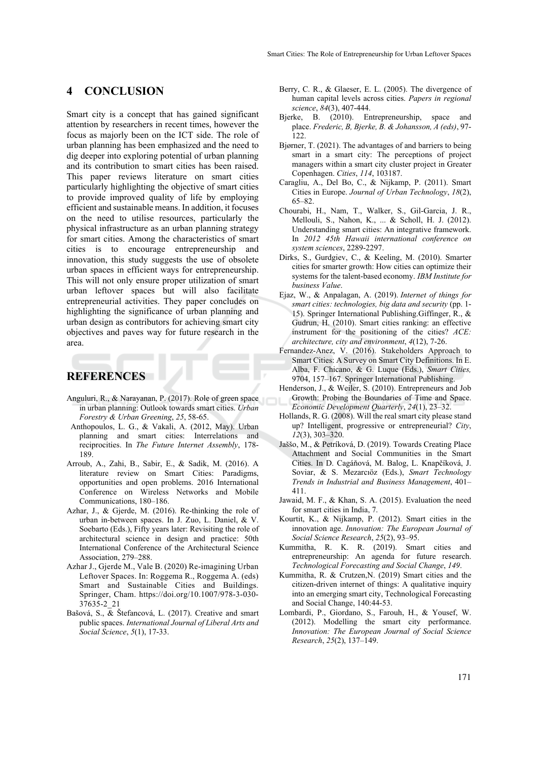## 4 CONCLUSION

Smart city is a concept that has gained significant attention by researchers in recent times, however the focus as majorly been on the ICT side. The role of urban planning has been emphasized and the need to dig deeper into exploring potential of urban planning and its contribution to smart cities has been raised. This paper reviews literature on smart cities particularly highlighting the objective of smart cities to provide improved quality of life by employing efficient and sustainable means. In addition, it focuses on the need to utilise resources, particularly the physical infrastructure as an urban planning strategy for smart cities. Among the characteristics of smart cities is to encourage entrepreneurship and innovation, this study suggests the use of obsolete urban spaces in efficient ways for entrepreneurship. This will not only ensure proper utilization of smart urban leftover spaces but will also facilitate entrepreneurial activities. They paper concludes on highlighting the significance of urban planning and urban design as contributors for achieving smart city objectives and paves way for future research in the area.

## REFERENCES

Anguluri, R., & Narayanan, P. (2017). Role of green space in urban planning: Outlook towards smart cities. *Urban Forestry & Urban Greening*, *25*, 58-65.

Anthopoulos, L. G., & Vakali, A. (2012, May). Urban planning and smart cities: Interrelations and reciprocities. In *The Future Internet Assembly*, 178-189.

Arroub, A., Zahi, B., Sabir, E., & Sadik, M. (2016). A literature review on Smart Cities: Paradigms, opportunities and open problems. 2016 International Conference on Wireless Networks and Mobile Communications, 180–186.

Azhar, J., & Gjerde, M. (2016). Re-thinking the role of urban in-between spaces. In J. Zuo, L. Daniel, & V. Soebarto (Eds.), Fifty years later: Revisiting the role of architectural science in design and practice: 50th International Conference of the Architectural Science Association, 279–288.

Azhar J., Gjerde M., Vale B. (2020) Re-imagining Urban Leftover Spaces. In: Roggema R., Roggema A. (eds) Smart and Sustainable Cities and Buildings. Springer, Cham. https://doi.org/10.1007/978-3-030-37635-2_21

Bašová, S., & Štefancová, L. (2017). Creative and smart public spaces. *International Journal of Liberal Arts and Social Science*, *5*(1), 17-33.

Berry, C. R., & Glaeser, E. L. (2005). The divergence of human capital levels across cities. *Papers in regional science*, *84*(3), 407-444.

Bjerke, B. (2010). Entrepreneurship, space and place. *Frederic, B, Bjerke, B. & Johansson, A (eds)*, 97-122.

Bjørner, T. (2021). The advantages of and barriers to being smart in a smart city: The perceptions of project managers within a smart city cluster project in Greater Copenhagen. *Cities*, *114*, 103187.

Caragliu, A., Del Bo, C., & Nijkamp, P. (2011). Smart Cities in Europe. *Journal of Urban Technology*, *18*(2), 65–82.

Chourabi, H., Nam, T., Walker, S., Gil-Garcia, J. R., Mellouli, S., Nahon, K., ... & Scholl, H. J. (2012). Understanding smart cities: An integrative framework. In *2012 45th Hawaii international conference on system sciences*, 2289-2297.

Dirks, S., Gurdgiev, C., & Keeling, M. (2010). Smarter cities for smarter growth: How cities can optimize their systems for the talent-based economy. *IBM Institute for business Value*.

Ejaz, W., & Anpalagan, A. (2019). *Internet of things for smart cities: technologies, big data and security* (pp. 1-15). Springer International Publishing.Giffinger, R., & Gudrun, H. (2010). Smart cities ranking: an effective instrument for the positioning of the cities? *ACE: architecture, city and environment*, *4*(12), 7-26.

Fernandez-Anez, V. (2016). Stakeholders Approach to Smart Cities: A Survey on Smart City Definitions. In E. Alba, F. Chicano, & G. Luque (Eds.), *Smart Cities,* 9704, 157–167. Springer International Publishing.

Henderson, J., & Weiler, S. (2010). Entrepreneurs and Job Growth: Probing the Boundaries of Time and Space. *Economic Development Quarterly*, *24*(1), 23–32.

Hollands, R. G. (2008). Will the real smart city please stand up? Intelligent, progressive or entrepreneurial? *City*, *12*(3), 303–320.

Jaššo, M., & Petríková, D. (2019). Towards Creating Place Attachment and Social Communities in the Smart Cities. In D. Cagáňová, M. Balog, L. Knapčíková, J. Soviar, & S. Mezarcıöz (Eds.), *Smart Technology Trends in Industrial and Business Management*, 401–411.

Jawaid, M. F., & Khan, S. A. (2015). Evaluation the need for smart cities in India, 7.

Kourtit, K., & Nijkamp, P. (2012). Smart cities in the innovation age. *Innovation: The European Journal of Social Science Research*, *25*(2), 93–95.

Kummitha, R. K. R. (2019). Smart cities and entrepreneurship: An agenda for future research. *Technological Forecasting and Social Change*, *149*.

Kummitha, R. & Crutzen,N. (2019) Smart cities and the citizen-driven internet of things: A qualitative inquiry into an emerging smart city, Technological Forecasting and Social Change, 140:44-53.

Lombardi, P., Giordano, S., Farouh, H., & Yousef, W. (2012). Modelling the smart city performance. *Innovation: The European Journal of Social Science Research*, *25*(2), 137–149.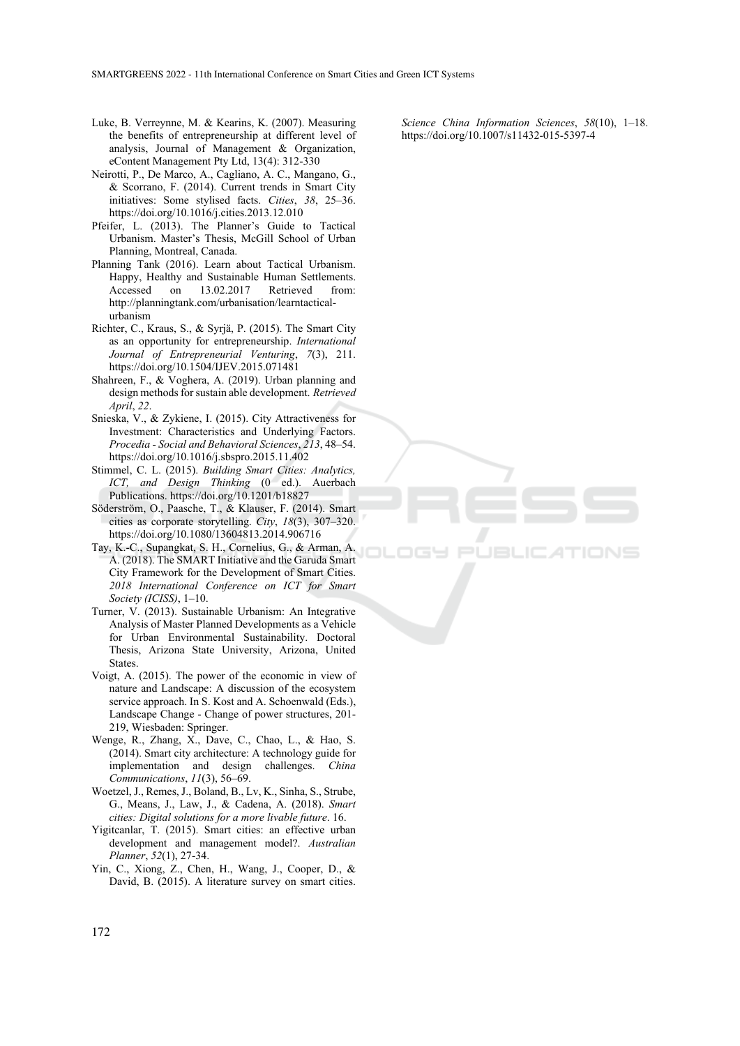Luke, B. Verreynne, M. & Kearins, K. (2007). Measuring the benefits of entrepreneurship at different level of analysis, Journal of Management & Organization, eContent Management Pty Ltd, 13(4): 312-330

Neirotti, P., De Marco, A., Cagliano, A. C., Mangano, G., & Scorrano, F. (2014). Current trends in Smart City initiatives: Some stylised facts. *Cities*, *38*, 25–36. https://doi.org/10.1016/j.cities.2013.12.010

Pfeifer, L. (2013). The Planner's Guide to Tactical Urbanism. Master's Thesis, McGill School of Urban Planning, Montreal, Canada.

Planning Tank (2016). Learn about Tactical Urbanism. Happy, Healthy and Sustainable Human Settlements. Accessed on 13.02.2017 Retrieved from: http://planningtank.com/urbanisation/learntactical-urbanism

Richter, C., Kraus, S., & Syrjä, P. (2015). The Smart City as an opportunity for entrepreneurship. *International Journal of Entrepreneurial Venturing*, *7*(3), 211. https://doi.org/10.1504/IJEV.2015.071481

Shahreen, F., & Voghera, A. (2019). Urban planning and design methods for sustain able development. *Retrieved April*, *22*.

Snieska, V., & Zykiene, I. (2015). City Attractiveness for Investment: Characteristics and Underlying Factors. *Procedia - Social and Behavioral Sciences*, *213*, 48–54. https://doi.org/10.1016/j.sbspro.2015.11.402

Stimmel, C. L. (2015). *Building Smart Cities: Analytics, ICT, and Design Thinking* (0 ed.). Auerbach Publications. https://doi.org/10.1201/b18827

Söderström, O., Paasche, T., & Klauser, F. (2014). Smart cities as corporate storytelling. *City*, *18*(3), 307–320. https://doi.org/10.1080/13604813.2014.906716

Tay, K.-C., Supangkat, S. H., Cornelius, G., & Arman, A. A. (2018). The SMART Initiative and the Garuda Smart City Framework for the Development of Smart Cities. *2018 International Conference on ICT for Smart Society (ICISS)*, 1–10.

Turner, V. (2013). Sustainable Urbanism: An Integrative Analysis of Master Planned Developments as a Vehicle for Urban Environmental Sustainability. Doctoral Thesis, Arizona State University, Arizona, United States.

Voigt, A. (2015). The power of the economic in view of nature and Landscape: A discussion of the ecosystem service approach. In S. Kost and A. Schoenwald (Eds.), Landscape Change - Change of power structures, 201-219, Wiesbaden: Springer.

Wenge, R., Zhang, X., Dave, C., Chao, L., & Hao, S. (2014). Smart city architecture: A technology guide for implementation and design challenges. *China Communications*, *11*(3), 56–69.

Woetzel, J., Remes, J., Boland, B., Lv, K., Sinha, S., Strube, G., Means, J., Law, J., & Cadena, A. (2018). *Smart cities: Digital solutions for a more livable future*. 16.

Yigitcanlar, T. (2015). Smart cities: an effective urban development and management model?. *Australian Planner*, *52*(1), 27-34.

Yin, C., Xiong, Z., Chen, H., Wang, J., Cooper, D., & David, B. (2015). A literature survey on smart cities. *Science China Information Sciences*, *58*(10), 1–18. https://doi.org/10.1007/s11432-015-5397-4